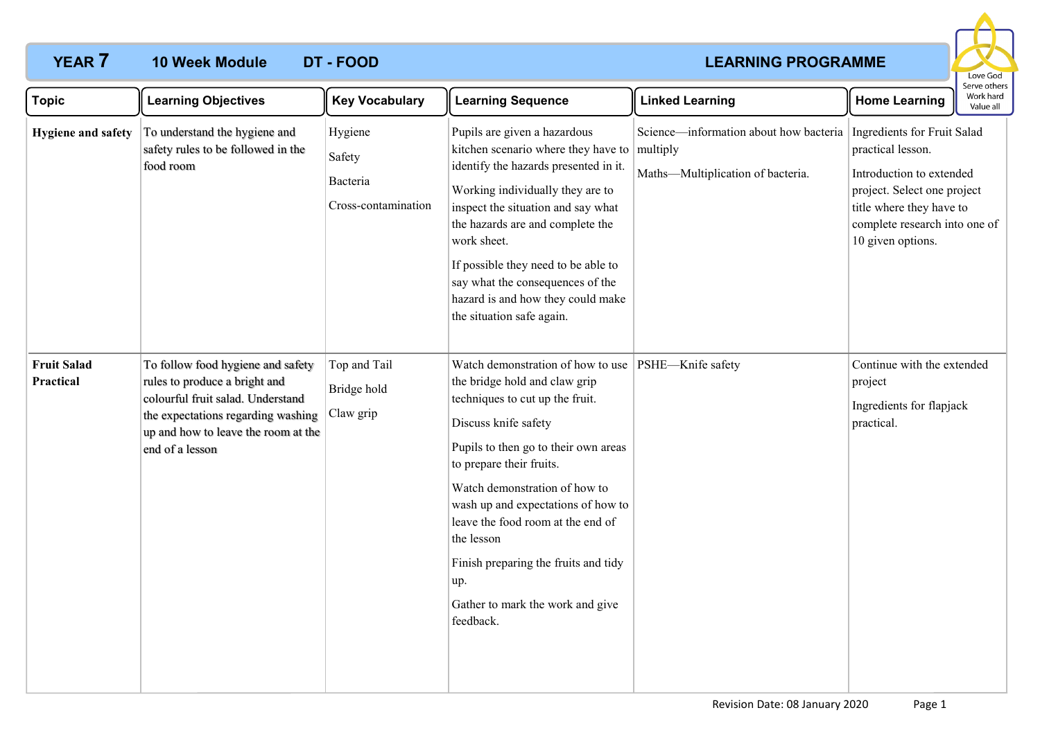# YEAR 7 10 Week Module DT - FOOD LEARNING PROGRAMME

Love God
Serve others
Work hard
Value all

| Topic | Learning Objectives | Key Vocabulary | Learning Sequence | Linked Learning | Home Learning |
|---|---|---|---|---|---|
| **Hygiene and safety** | To understand the hygiene and safety rules to be followed in the food room | Hygiene<br>Safety<br>Bacteria<br>Cross-contamination | Pupils are given a hazardous kitchen scenario where they have to identify the hazards presented in it.<br>Working individually they are to inspect the situation and say what the hazards are and complete the work sheet.<br>If possible they need to be able to say what the consequences of the hazard is and how they could make the situation safe again. | Science—information about how bacteria multiply<br>Maths—Multiplication of bacteria. | Ingredients for Fruit Salad practical lesson.<br>Introduction to extended project. Select one project title where they have to complete research into one of 10 given options. |
| **Fruit Salad Practical** | To follow food hygiene and safety rules to produce a bright and colourful fruit salad. Understand the expectations regarding washing up and how to leave the room at the end of a lesson | Top and Tail<br>Bridge hold<br>Claw grip | Watch demonstration of how to use the bridge hold and claw grip techniques to cut up the fruit.<br>Discuss knife safety<br>Pupils to then go to their own areas to prepare their fruits.<br>Watch demonstration of how to wash up and expectations of how to leave the food room at the end of the lesson<br>Finish preparing the fruits and tidy up.<br>Gather to mark the work and give feedback. | PSHE—Knife safety | Continue with the extended project<br>Ingredients for flapjack practical. |

Revision Date: 08 January 2020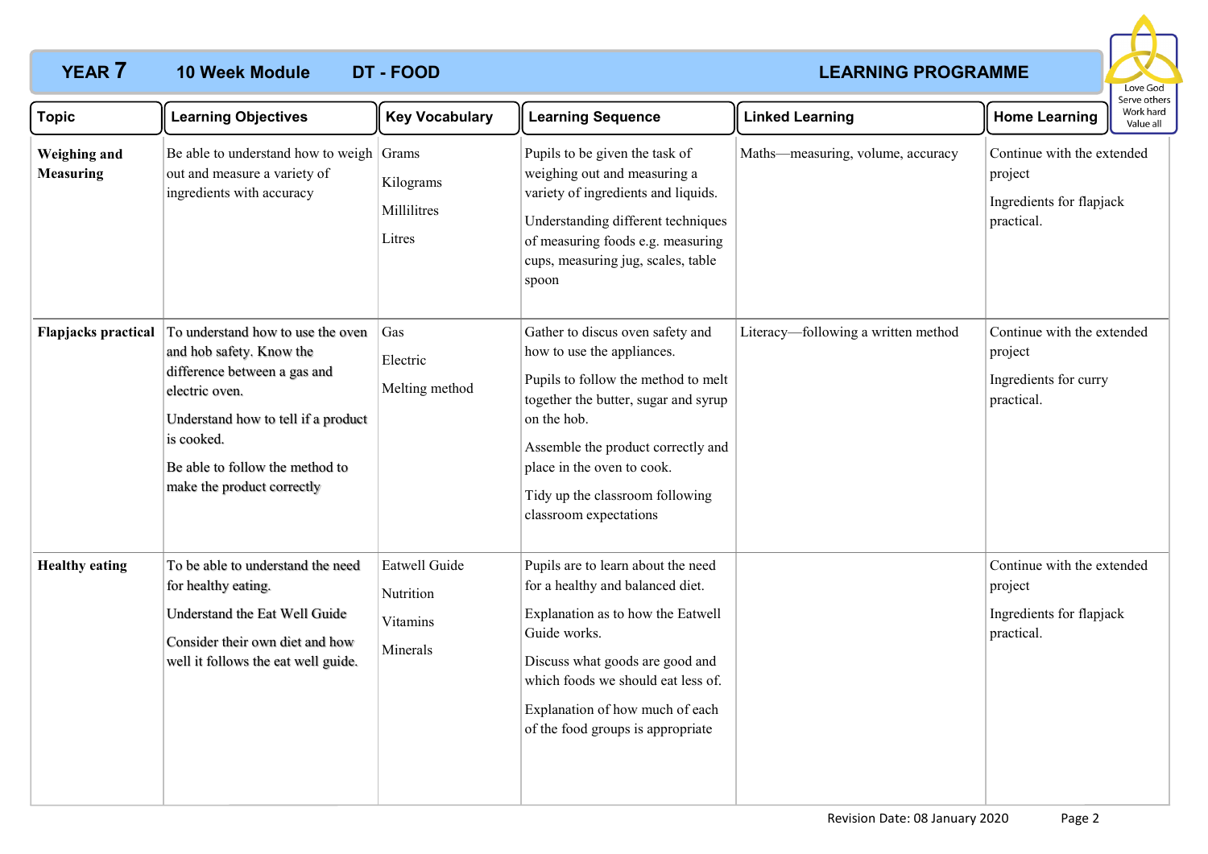# YEAR 7 10 Week Module DT - FOOD LEARNING PROGRAMME

Love God Serve others Work hard Value all

| Topic | Learning Objectives | Key Vocabulary | Learning Sequence | Linked Learning | Home Learning |
|---|---|---|---|---|---|
| **Weighing and Measuring** | Be able to understand how to weigh out and measure a variety of ingredients with accuracy | Grams<br>Kilograms<br>Millilitres<br>Litres | Pupils to be given the task of weighing out and measuring a variety of ingredients and liquids.<br>Understanding different techniques of measuring foods e.g. measuring cups, measuring jug, scales, table spoon | Maths—measuring, volume, accuracy | Continue with the extended project<br>Ingredients for flapjack practical. |
| **Flapjacks practical** | To understand how to use the oven and hob safety. Know the difference between a gas and electric oven.<br>Understand how to tell if a product is cooked.<br>Be able to follow the method to make the product correctly | Gas<br>Electric<br>Melting method | Gather to discus oven safety and how to use the appliances.<br>Pupils to follow the method to melt together the butter, sugar and syrup on the hob.<br>Assemble the product correctly and place in the oven to cook.<br>Tidy up the classroom following classroom expectations | Literacy—following a written method | Continue with the extended project<br>Ingredients for curry practical. |
| **Healthy eating** | To be able to understand the need for healthy eating.<br>Understand the Eat Well Guide<br>Consider their own diet and how well it follows the eat well guide. | Eatwell Guide<br>Nutrition<br>Vitamins<br>Minerals | Pupils are to learn about the need for a healthy and balanced diet.<br>Explanation as to how the Eatwell Guide works.<br>Discuss what goods are good and which foods we should eat less of.<br>Explanation of how much of each of the food groups is appropriate | | Continue with the extended project<br>Ingredients for flapjack practical. |

Revision Date: 08 January 2020